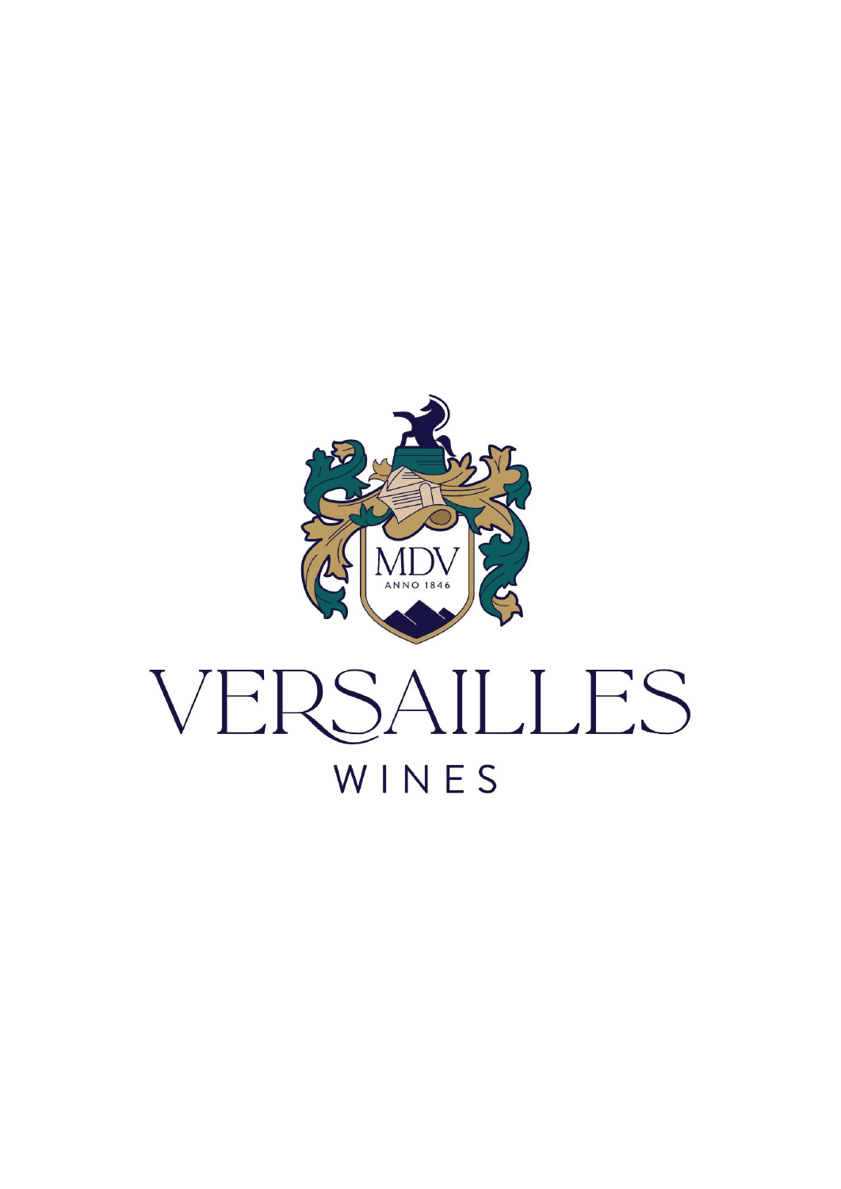MDV

ANNO 1846

# VERSAILLES

WINES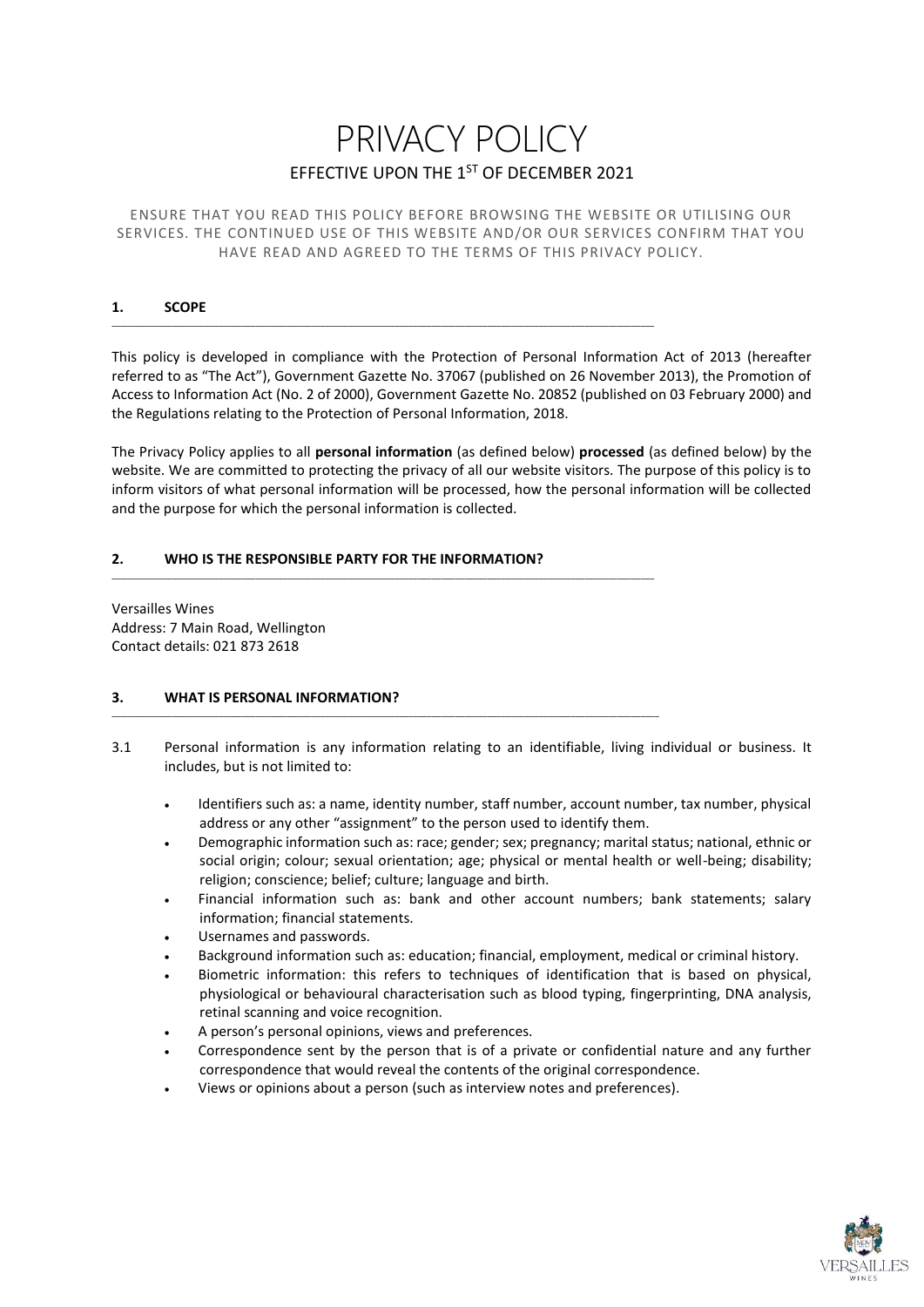# PRIVACY POLICY

## EFFECTIVE UPON THE 1ST OF DECEMBER 2021

ENSURE THAT YOU READ THIS POLICY BEFORE BROWSING THE WEBSITE OR UTILISING OUR SERVICES. THE CONTINUED USE OF THIS WEBSITE AND/OR OUR SERVICES CONFIRM THAT YOU HAVE READ AND AGREED TO THE TERMS OF THIS PRIVACY POLICY.

### 1. SCOPE

This policy is developed in compliance with the Protection of Personal Information Act of 2013 (hereafter referred to as "The Act"), Government Gazette No. 37067 (published on 26 November 2013), the Promotion of Access to Information Act (No. 2 of 2000), Government Gazette No. 20852 (published on 03 February 2000) and the Regulations relating to the Protection of Personal Information, 2018.

The Privacy Policy applies to all **personal information** (as defined below) **processed** (as defined below) by the website. We are committed to protecting the privacy of all our website visitors. The purpose of this policy is to inform visitors of what personal information will be processed, how the personal information will be collected and the purpose for which the personal information is collected.

### 2. WHO IS THE RESPONSIBLE PARTY FOR THE INFORMATION?

Versailles Wines
Address: 7 Main Road, Wellington
Contact details: 021 873 2618

### 3. WHAT IS PERSONAL INFORMATION?

3.1 Personal information is any information relating to an identifiable, living individual or business. It includes, but is not limited to:

- Identifiers such as: a name, identity number, staff number, account number, tax number, physical address or any other "assignment" to the person used to identify them.
- Demographic information such as: race; gender; sex; pregnancy; marital status; national, ethnic or social origin; colour; sexual orientation; age; physical or mental health or well-being; disability; religion; conscience; belief; culture; language and birth.
- Financial information such as: bank and other account numbers; bank statements; salary information; financial statements.
- Usernames and passwords.
- Background information such as: education; financial, employment, medical or criminal history.
- Biometric information: this refers to techniques of identification that is based on physical, physiological or behavioural characterisation such as blood typing, fingerprinting, DNA analysis, retinal scanning and voice recognition.
- A person's personal opinions, views and preferences.
- Correspondence sent by the person that is of a private or confidential nature and any further correspondence that would reveal the contents of the original correspondence.
- Views or opinions about a person (such as interview notes and preferences).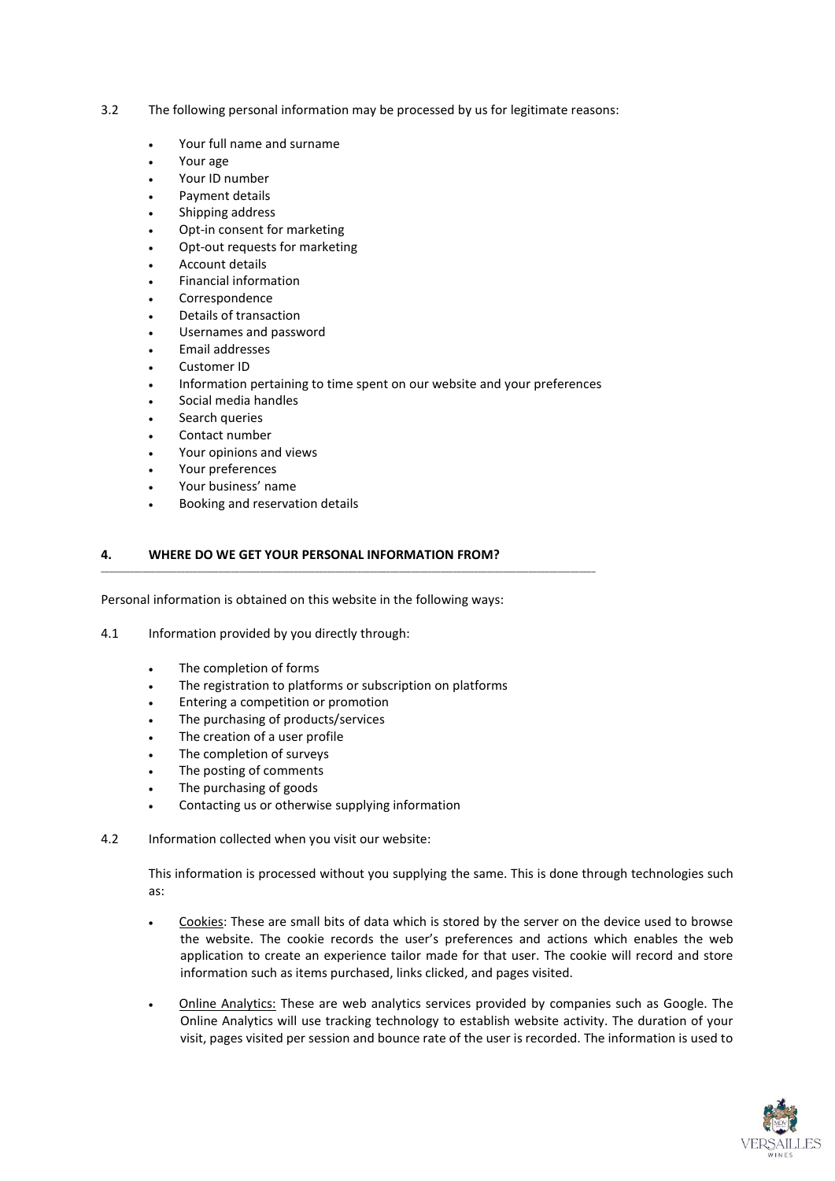3.2 The following personal information may be processed by us for legitimate reasons:

- Your full name and surname
- Your age
- Your ID number
- Payment details
- Shipping address
- Opt-in consent for marketing
- Opt-out requests for marketing
- Account details
- Financial information
- Correspondence
- Details of transaction
- Usernames and password
- Email addresses
- Customer ID
- Information pertaining to time spent on our website and your preferences
- Social media handles
- Search queries
- Contact number
- Your opinions and views
- Your preferences
- Your business' name
- Booking and reservation details

## 4. WHERE DO WE GET YOUR PERSONAL INFORMATION FROM?

Personal information is obtained on this website in the following ways:

4.1 Information provided by you directly through:

- The completion of forms
- The registration to platforms or subscription on platforms
- Entering a competition or promotion
- The purchasing of products/services
- The creation of a user profile
- The completion of surveys
- The posting of comments
- The purchasing of goods
- Contacting us or otherwise supplying information

4.2 Information collected when you visit our website:

This information is processed without you supplying the same. This is done through technologies such as:

- Cookies: These are small bits of data which is stored by the server on the device used to browse the website. The cookie records the user's preferences and actions which enables the web application to create an experience tailor made for that user. The cookie will record and store information such as items purchased, links clicked, and pages visited.
- Online Analytics: These are web analytics services provided by companies such as Google. The Online Analytics will use tracking technology to establish website activity. The duration of your visit, pages visited per session and bounce rate of the user is recorded. The information is used to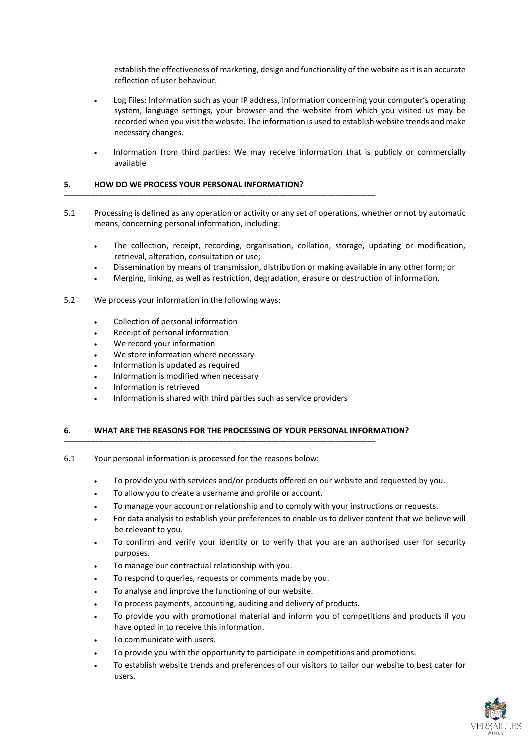establish the effectiveness of marketing, design and functionality of the website as it is an accurate reflection of user behaviour.

- Log Files: Information such as your IP address, information concerning your computer's operating system, language settings, your browser and the website from which you visited us may be recorded when you visit the website. The information is used to establish website trends and make necessary changes.
- Information from third parties: We may receive information that is publicly or commercially available

## 5. HOW DO WE PROCESS YOUR PERSONAL INFORMATION?

5.1 Processing is defined as any operation or activity or any set of operations, whether or not by automatic means, concerning personal information, including:

- The collection, receipt, recording, organisation, collation, storage, updating or modification, retrieval, alteration, consultation or use;
- Dissemination by means of transmission, distribution or making available in any other form; or
- Merging, linking, as well as restriction, degradation, erasure or destruction of information.

5.2 We process your information in the following ways:

- Collection of personal information
- Receipt of personal information
- We record your information
- We store information where necessary
- Information is updated as required
- Information is modified when necessary
- Information is retrieved
- Information is shared with third parties such as service providers

## 6. WHAT ARE THE REASONS FOR THE PROCESSING OF YOUR PERSONAL INFORMATION?

6.1 Your personal information is processed for the reasons below:

- To provide you with services and/or products offered on our website and requested by you.
- To allow you to create a username and profile or account.
- To manage your account or relationship and to comply with your instructions or requests.
- For data analysis to establish your preferences to enable us to deliver content that we believe will be relevant to you.
- To confirm and verify your identity or to verify that you are an authorised user for security purposes.
- To manage our contractual relationship with you.
- To respond to queries, requests or comments made by you.
- To analyse and improve the functioning of our website.
- To process payments, accounting, auditing and delivery of products.
- To provide you with promotional material and inform you of competitions and products if you have opted in to receive this information.
- To communicate with users.
- To provide you with the opportunity to participate in competitions and promotions.
- To establish website trends and preferences of our visitors to tailor our website to best cater for users.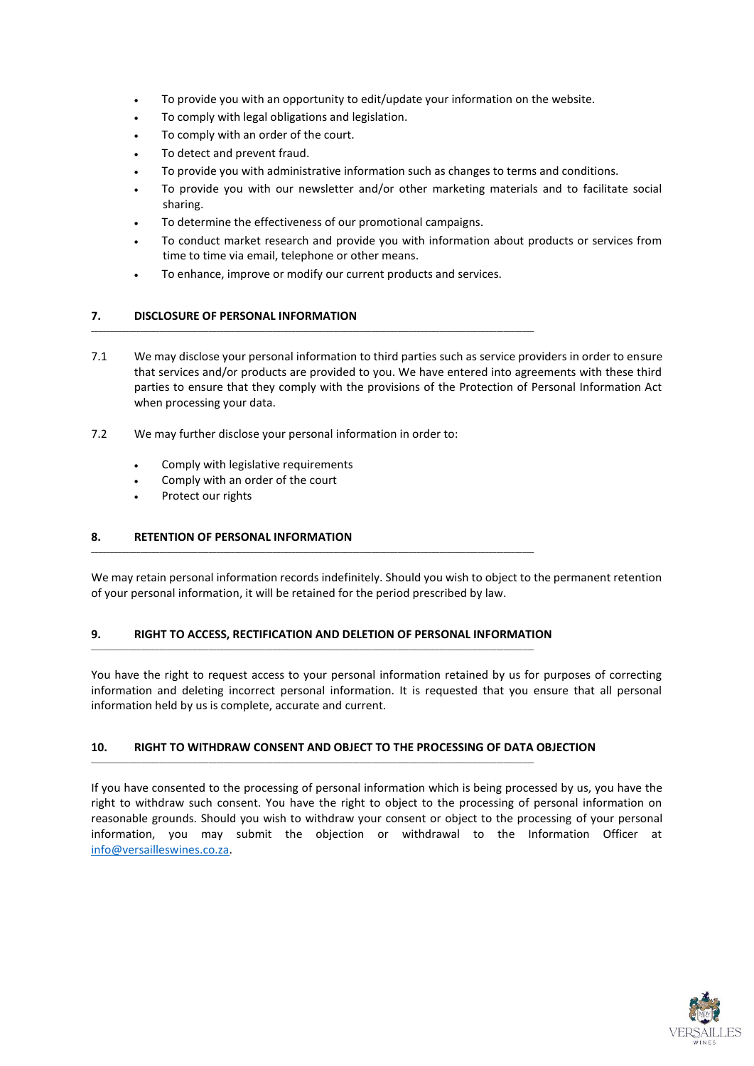- To provide you with an opportunity to edit/update your information on the website.
- To comply with legal obligations and legislation.
- To comply with an order of the court.
- To detect and prevent fraud.
- To provide you with administrative information such as changes to terms and conditions.
- To provide you with our newsletter and/or other marketing materials and to facilitate social sharing.
- To determine the effectiveness of our promotional campaigns.
- To conduct market research and provide you with information about products or services from time to time via email, telephone or other means.
- To enhance, improve or modify our current products and services.

## 7. DISCLOSURE OF PERSONAL INFORMATION

7.1 We may disclose your personal information to third parties such as service providers in order to ensure that services and/or products are provided to you. We have entered into agreements with these third parties to ensure that they comply with the provisions of the Protection of Personal Information Act when processing your data.

7.2 We may further disclose your personal information in order to:

- Comply with legislative requirements
- Comply with an order of the court
- Protect our rights

## 8. RETENTION OF PERSONAL INFORMATION

We may retain personal information records indefinitely. Should you wish to object to the permanent retention of your personal information, it will be retained for the period prescribed by law.

## 9. RIGHT TO ACCESS, RECTIFICATION AND DELETION OF PERSONAL INFORMATION

You have the right to request access to your personal information retained by us for purposes of correcting information and deleting incorrect personal information. It is requested that you ensure that all personal information held by us is complete, accurate and current.

## 10. RIGHT TO WITHDRAW CONSENT AND OBJECT TO THE PROCESSING OF DATA OBJECTION

If you have consented to the processing of personal information which is being processed by us, you have the right to withdraw such consent. You have the right to object to the processing of personal information on reasonable grounds. Should you wish to withdraw your consent or object to the processing of your personal information, you may submit the objection or withdrawal to the Information Officer at info@versailleswines.co.za.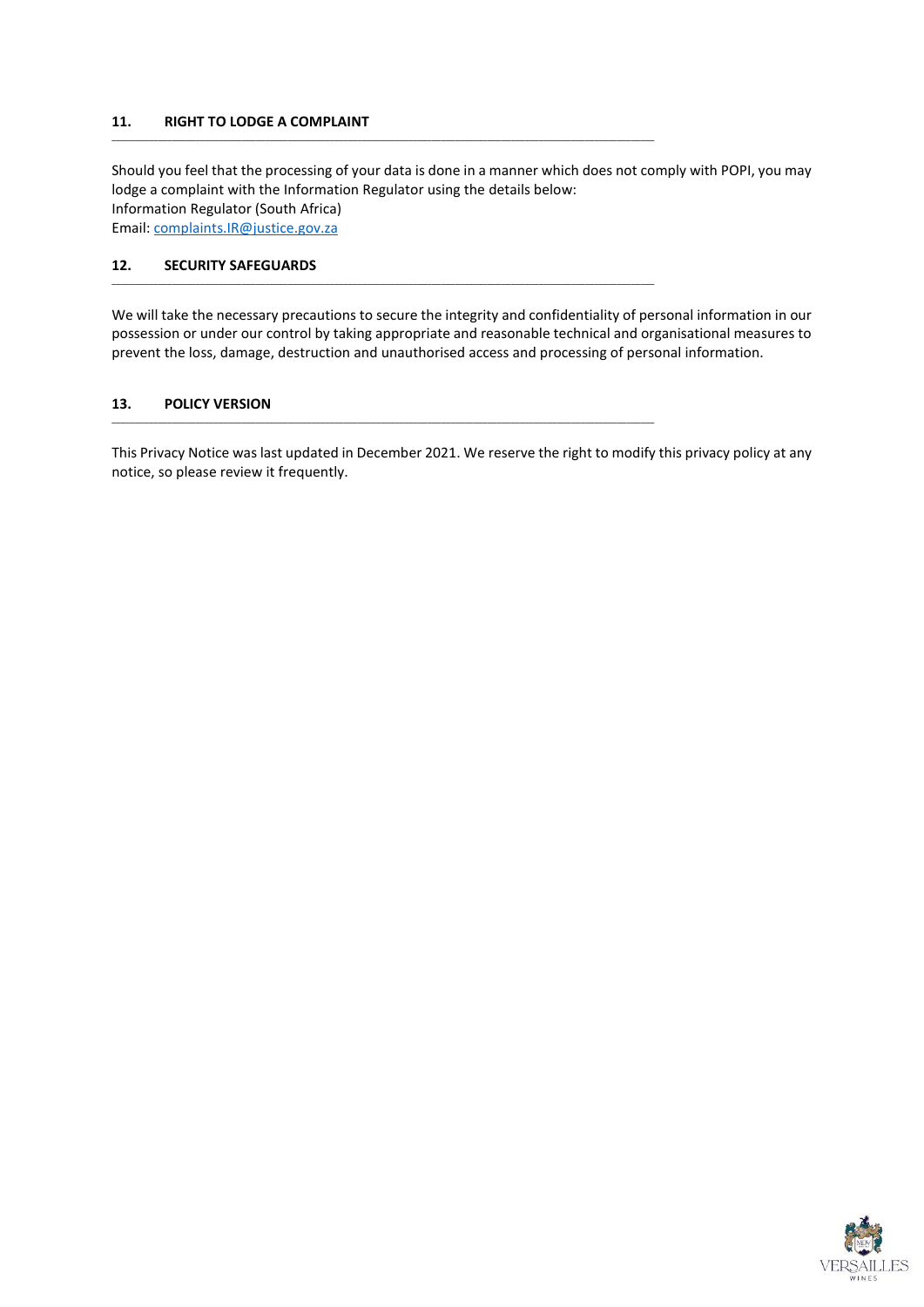## 11. RIGHT TO LODGE A COMPLAINT

Should you feel that the processing of your data is done in a manner which does not comply with POPI, you may lodge a complaint with the Information Regulator using the details below:
Information Regulator (South Africa)
Email: complaints.IR@justice.gov.za

## 12. SECURITY SAFEGUARDS

We will take the necessary precautions to secure the integrity and confidentiality of personal information in our possession or under our control by taking appropriate and reasonable technical and organisational measures to prevent the loss, damage, destruction and unauthorised access and processing of personal information.

## 13. POLICY VERSION

This Privacy Notice was last updated in December 2021. We reserve the right to modify this privacy policy at any notice, so please review it frequently.